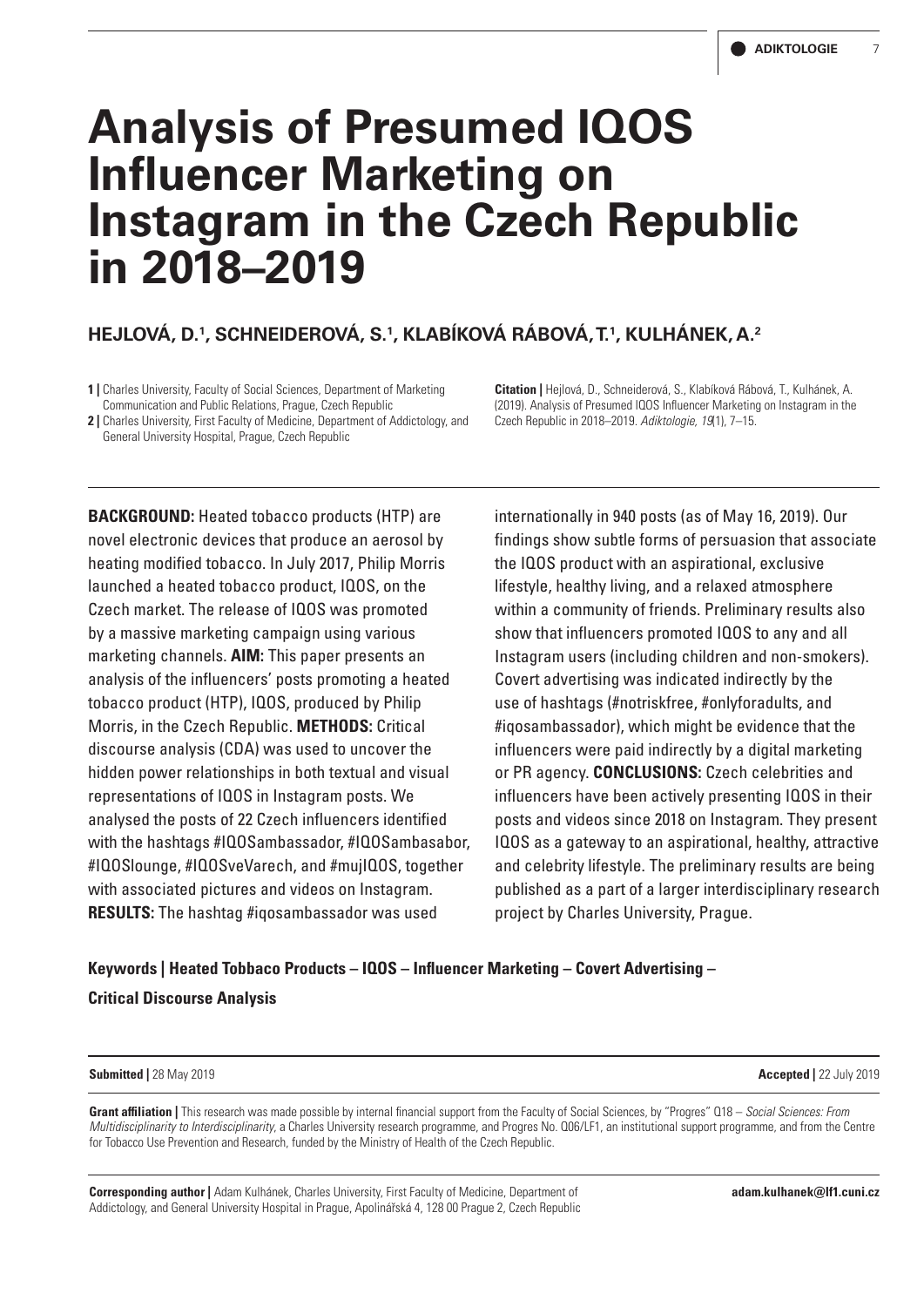# Analysis of Presumed IQOS Influencer Marketing on Instagram in the Czech Republic in 2018–2019

**HEJLOVÁ, D.[1], SCHNEIDEROVÁ, S.[1], KLABÍKOVÁ RÁBOVÁ, T.[1], KULHÁNEK, A.[2]**

**1 |** Charles University, Faculty of Social Sciences, Department of Marketing Communication and Public Relations, Prague, Czech Republic

**2 |** Charles University, First Faculty of Medicine, Department of Addictology, and General University Hospital, Prague, Czech Republic

**Citation |** Hejlová, D., Schneiderová, S., Klabíková Rábová, T., Kulhánek, A. (2019). Analysis of Presumed IQOS Influencer Marketing on Instagram in the Czech Republic in 2018–2019. *Adiktologie, 19*(1), 7–15.

**BACKGROUND:** Heated tobacco products (HTP) are novel electronic devices that produce an aerosol by heating modified tobacco. In July 2017, Philip Morris launched a heated tobacco product, IQOS, on the Czech market. The release of IQOS was promoted by a massive marketing campaign using various marketing channels. **AIM:** This paper presents an analysis of the influencers' posts promoting a heated tobacco product (HTP), IQOS, produced by Philip Morris, in the Czech Republic. **METHODS:** Critical discourse analysis (CDA) was used to uncover the hidden power relationships in both textual and visual representations of IQOS in Instagram posts. We analysed the posts of 22 Czech influencers identified with the hashtags #IQOSambassador, #IQOSambasabor, #IQOSlounge, #IQOSveVarech, and #mujIQOS, together with associated pictures and videos on Instagram. **RESULTS:** The hashtag #iqosambassador was used internationally in 940 posts (as of May 16, 2019). Our findings show subtle forms of persuasion that associate the IQOS product with an aspirational, exclusive lifestyle, healthy living, and a relaxed atmosphere within a community of friends. Preliminary results also show that influencers promoted IQOS to any and all Instagram users (including children and non-smokers). Covert advertising was indicated indirectly by the use of hashtags (#notriskfree, #onlyforadults, and #iqosambassador), which might be evidence that the influencers were paid indirectly by a digital marketing or PR agency. **CONCLUSIONS:** Czech celebrities and influencers have been actively presenting IQOS in their posts and videos since 2018 on Instagram. They present IQOS as a gateway to an aspirational, healthy, attractive and celebrity lifestyle. The preliminary results are being published as a part of a larger interdisciplinary research project by Charles University, Prague.

**Keywords | Heated Tobbaco Products – IQOS – Influencer Marketing – Covert Advertising – Critical Discourse Analysis**

**Submitted |** 28 May 2019

**Accepted |** 22 July 2019

**Grant affiliation |** This research was made possible by internal financial support from the Faculty of Social Sciences, by "Progres" Q18 – *Social Sciences: From Multidisciplinarity to Interdisciplinarity*, a Charles University research programme, and Progres No. Q06/LF1, an institutional support programme, and from the Centre for Tobacco Use Prevention and Research, funded by the Ministry of Health of the Czech Republic.

**Corresponding author |** Adam Kulhánek, Charles University, First Faculty of Medicine, Department of Addictology, and General University Hospital in Prague, Apolinářská 4, 128 00 Prague 2, Czech Republic

**adam.kulhanek@lf1.cuni.cz**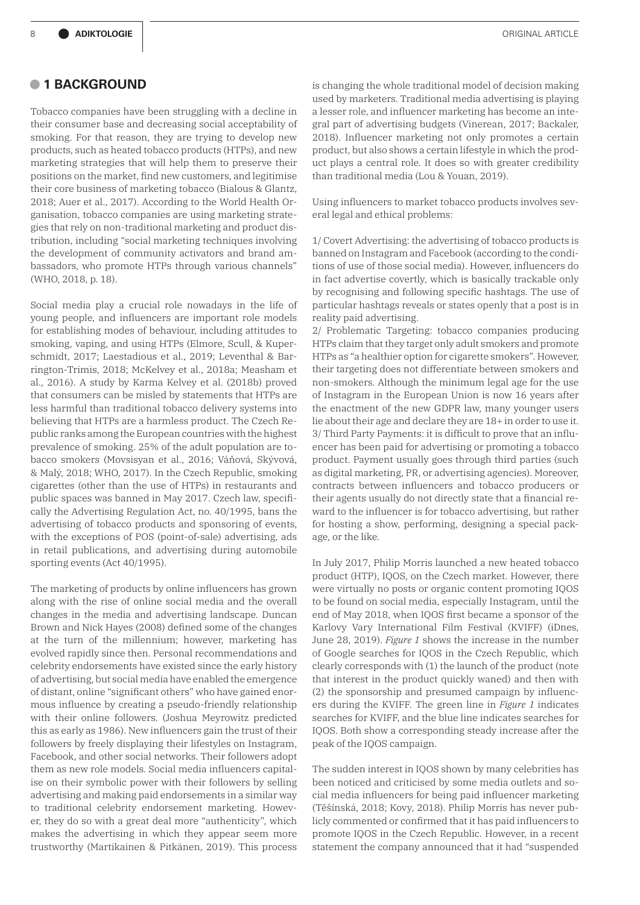## 1 BACKGROUND

Tobacco companies have been struggling with a decline in their consumer base and decreasing social acceptability of smoking. For that reason, they are trying to develop new products, such as heated tobacco products (HTPs), and new marketing strategies that will help them to preserve their positions on the market, find new customers, and legitimise their core business of marketing tobacco (Bialous & Glantz, 2018; Auer et al., 2017). According to the World Health Organisation, tobacco companies are using marketing strategies that rely on non-traditional marketing and product distribution, including "social marketing techniques involving the development of community activators and brand ambassadors, who promote HTPs through various channels" (WHO, 2018, p. 18).

Social media play a crucial role nowadays in the life of young people, and influencers are important role models for establishing modes of behaviour, including attitudes to smoking, vaping, and using HTPs (Elmore, Scull, & Kupersschmidt, 2017; Laestadious et al., 2019; Leventhal & Barrington-Trimis, 2018; McKelvey et al., 2018a; Measham et al., 2016). A study by Karma Kelvey et al. (2018b) proved that consumers can be misled by statements that HTPs are less harmful than traditional tobacco delivery systems into believing that HTPs are a harmless product. The Czech Republic ranks among the European countries with the highest prevalence of smoking. 25% of the adult population are tobacco smokers (Movsisyan et al., 2016; Váňová, Skývová, & Malý, 2018; WHO, 2017). In the Czech Republic, smoking cigarettes (other than the use of HTPs) in restaurants and public spaces was banned in May 2017. Czech law, specifically the Advertising Regulation Act, no. 40/1995, bans the advertising of tobacco products and sponsoring of events, with the exceptions of POS (point-of-sale) advertising, ads in retail publications, and advertising during automobile sporting events (Act 40/1995).

The marketing of products by online influencers has grown along with the rise of online social media and the overall changes in the media and advertising landscape. Duncan Brown and Nick Hayes (2008) defined some of the changes at the turn of the millennium; however, marketing has evolved rapidly since then. Personal recommendations and celebrity endorsements have existed since the early history of advertising, but social media have enabled the emergence of distant, online "significant others" who have gained enormous influence by creating a pseudo-friendly relationship with their online followers. (Joshua Meyrowitz predicted this as early as 1986). New influencers gain the trust of their followers by freely displaying their lifestyles on Instagram, Facebook, and other social networks. Their followers adopt them as new role models. Social media influencers capitalise on their symbolic power with their followers by selling advertising and making paid endorsements in a similar way to traditional celebrity endorsement marketing. However, they do so with a great deal more "authenticity", which makes the advertising in which they appear seem more trustworthy (Martikainen & Pitkänen, 2019). This process is changing the whole traditional model of decision making used by marketers. Traditional media advertising is playing a lesser role, and influencer marketing has become an integral part of advertising budgets (Vinerean, 2017; Backaler, 2018). Influencer marketing not only promotes a certain product, but also shows a certain lifestyle in which the product plays a central role. It does so with greater credibility than traditional media (Lou & Youan, 2019).

Using influencers to market tobacco products involves several legal and ethical problems:

1/ Covert Advertising: the advertising of tobacco products is banned on Instagram and Facebook (according to the conditions of use of those social media). However, influencers do in fact advertise covertly, which is basically trackable only by recognising and following specific hashtags. The use of particular hashtags reveals or states openly that a post is in reality paid advertising.
2/ Problematic Targeting: tobacco companies producing HTPs claim that they target only adult smokers and promote HTPs as "a healthier option for cigarette smokers". However, their targeting does not differentiate between smokers and non-smokers. Although the minimum legal age for the use of Instagram in the European Union is now 16 years after the enactment of the new GDPR law, many younger users lie about their age and declare they are 18+ in order to use it.
3/ Third Party Payments: it is difficult to prove that an influencer has been paid for advertising or promoting a tobacco product. Payment usually goes through third parties (such as digital marketing, PR, or advertising agencies). Moreover, contracts between influencers and tobacco producers or their agents usually do not directly state that a financial reward to the influencer is for tobacco advertising, but rather for hosting a show, performing, designing a special package, or the like.

In July 2017, Philip Morris launched a new heated tobacco product (HTP), IQOS, on the Czech market. However, there were virtually no posts or organic content promoting IQOS to be found on social media, especially Instagram, until the end of May 2018, when IQOS first became a sponsor of the Karlovy Vary International Film Festival (KVIFF) (iDnes, June 28, 2019). *Figure 1* shows the increase in the number of Google searches for IQOS in the Czech Republic, which clearly corresponds with (1) the launch of the product (note that interest in the product quickly waned) and then with (2) the sponsorship and presumed campaign by influencers during the KVIFF. The green line in *Figure 1* indicates searches for KVIFF, and the blue line indicates searches for IQOS. Both show a corresponding steady increase after the peak of the IQOS campaign.

The sudden interest in IQOS shown by many celebrities has been noticed and criticised by some media outlets and social media influencers for being paid influencer marketing (Těšínská, 2018; Kovy, 2018). Philip Morris has never publicly commented or confirmed that it has paid influencers to promote IQOS in the Czech Republic. However, in a recent statement the company announced that it had "suspended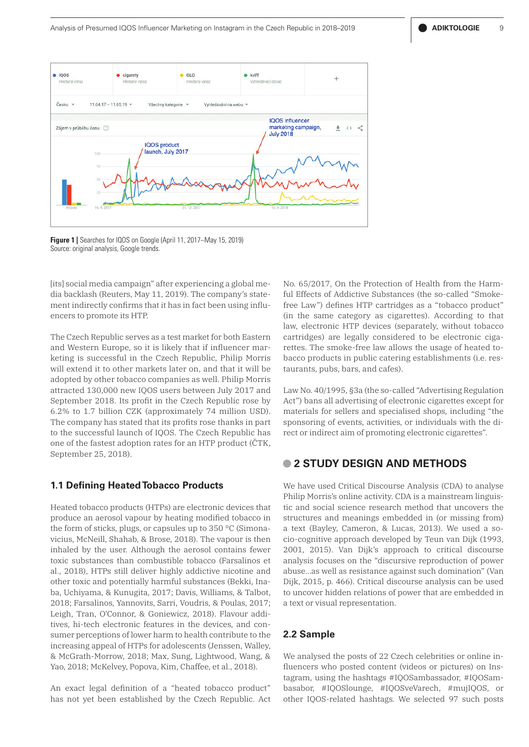**Figure 1 |** Searches for IQOS on Google (April 11, 2017–May 15, 2019)
Source: original analysis, Google trends.

[its] social media campaign" after experiencing a global media backlash (Reuters, May 11, 2019). The company's statement indirectly confirms that it has in fact been using influencers to promote its HTP.

The Czech Republic serves as a test market for both Eastern and Western Europe, so it is likely that if influencer marketing is successful in the Czech Republic, Philip Morris will extend it to other markets later on, and that it will be adopted by other tobacco companies as well. Philip Morris attracted 130,000 new IQOS users between July 2017 and September 2018. Its profit in the Czech Republic rose by 6.2% to 1.7 billion CZK (approximately 74 million USD). The company has stated that its profits rose thanks in part to the successful launch of IQOS. The Czech Republic has one of the fastest adoption rates for an HTP product (ČTK, September 25, 2018).

### 1.1 Defining Heated Tobacco Products

Heated tobacco products (HTPs) are electronic devices that produce an aerosol vapour by heating modified tobacco in the form of sticks, plugs, or capsules up to 350 °C (Simonavicius, McNeill, Shahab, & Brose, 2018). The vapour is then inhaled by the user. Although the aerosol contains fewer toxic substances than combustible tobacco (Farsalinos et al., 2018), HTPs still deliver highly addictive nicotine and other toxic and potentially harmful substances (Bekki, Inaba, Uchiyama, & Kunugita, 2017; Davis, Williams, & Talbot, 2018; Farsalinos, Yannovits, Sarri, Voudris, & Poulas, 2017; Leigh, Tran, O'Connor, & Goniewicz, 2018). Flavour additives, hi-tech electronic features in the devices, and consumer perceptions of lower harm to health contribute to the increasing appeal of HTPs for adolescents (Jenssen, Walley, & McGrath-Morrow, 2018; Max, Sung, Lightwood, Wang, & Yao, 2018; McKelvey, Popova, Kim, Chaffee, et al., 2018).

An exact legal definition of a "heated tobacco product" has not yet been established by the Czech Republic. Act No. 65/2017, On the Protection of Health from the Harmful Effects of Addictive Substances (the so-called "Smoke-free Law") defines HTP cartridges as a "tobacco product" (in the same category as cigarettes). According to that law, electronic HTP devices (separately, without tobacco cartridges) are legally considered to be electronic cigarettes. The smoke-free law allows the usage of heated tobacco products in public catering establishments (i.e. restaurants, pubs, bars, and cafes).

Law No. 40/1995, §3a (the so-called "Advertising Regulation Act") bans all advertising of electronic cigarettes except for materials for sellers and specialised shops, including "the sponsoring of events, activities, or individuals with the direct or indirect aim of promoting electronic cigarettes".

## 2 STUDY DESIGN AND METHODS

We have used Critical Discourse Analysis (CDA) to analyse Philip Morris's online activity. CDA is a mainstream linguistic and social science research method that uncovers the structures and meanings embedded in (or missing from) a text (Bayley, Cameron, & Lucas, 2013). We used a socio-cognitive approach developed by Teun van Dijk (1993, 2001, 2015). Van Dijk's approach to critical discourse analysis focuses on the "discursive reproduction of power abuse...as well as resistance against such domination" (Van Dijk, 2015, p. 466). Critical discourse analysis can be used to uncover hidden relations of power that are embedded in a text or visual representation.

### 2.2 Sample

We analysed the posts of 22 Czech celebrities or online influencers who posted content (videos or pictures) on Instagram, using the hashtags #IQOSambassador, #IQOSambasabor, #IQOSlounge, #IQOSveVarech, #mujIQOS, or other IQOS-related hashtags. We selected 97 such posts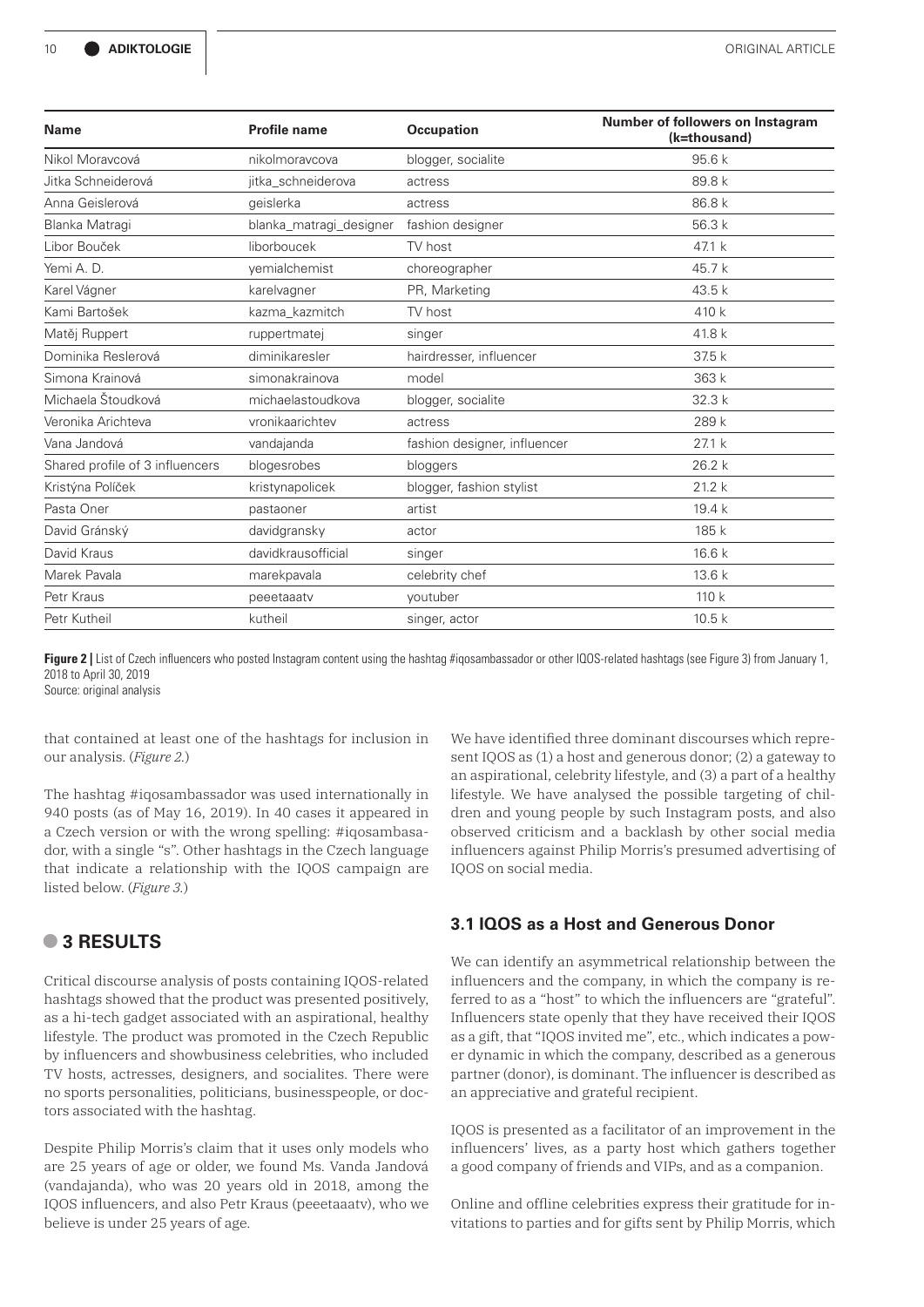| Name | Profile name | Occupation | Number of followers on Instagram (k=thousand) |
|---|---|---|---|
| Nikol Moravcová | nikolmoravcova | blogger, socialite | 95.6 k |
| Jitka Schneiderová | jitka_schneiderova | actress | 89.8 k |
| Anna Geislerová | geislerka | actress | 86.8 k |
| Blanka Matragi | blanka_matragi_designer | fashion designer | 56.3 k |
| Libor Bouček | liborboucek | TV host | 47.1 k |
| Yemi A. D. | yemialchemist | choreographer | 45.7 k |
| Karel Vágner | karelvagner | PR, Marketing | 43.5 k |
| Kami Bartošek | kazma_kazmitch | TV host | 410 k |
| Matěj Ruppert | ruppertmatej | singer | 41.8 k |
| Dominika Reslerová | diminikaresler | hairdresser, influencer | 37.5 k |
| Simona Krainová | simonakrainova | model | 363 k |
| Michaela Štoudková | michaelastoudkova | blogger, socialite | 32.3 k |
| Veronika Arichteva | vronikaarichtev | actress | 289 k |
| Vana Jandová | vandajanda | fashion designer, influencer | 27.1 k |
| Shared profile of 3 influencers | blogesrobes | bloggers | 26.2 k |
| Kristýna Políček | kristynapolicek | blogger, fashion stylist | 21.2 k |
| Pasta Oner | pastaoner | artist | 19.4 k |
| David Gránský | davidgransky | actor | 185 k |
| David Kraus | davidkrausofficial | singer | 16.6 k |
| Marek Pavala | marekpavala | celebrity chef | 13.6 k |
| Petr Kraus | peeetaaatv | youtuber | 110 k |
| Petr Kutheil | kutheil | singer, actor | 10.5 k |

**Figure 2 |** List of Czech influencers who posted Instagram content using the hashtag #iqosambassador or other IQOS-related hashtags (see Figure 3) from January 1, 2018 to April 30, 2019
Source: original analysis

that contained at least one of the hashtags for inclusion in our analysis. (*Figure 2.*)

The hashtag #iqosambassador was used internationally in 940 posts (as of May 16, 2019). In 40 cases it appeared in a Czech version or with the wrong spelling: #iqosambasador, with a single "s". Other hashtags in the Czech language that indicate a relationship with the IQOS campaign are listed below. (*Figure 3.*)

## 3 RESULTS

Critical discourse analysis of posts containing IQOS-related hashtags showed that the product was presented positively, as a hi-tech gadget associated with an aspirational, healthy lifestyle. The product was promoted in the Czech Republic by influencers and showbusiness celebrities, who included TV hosts, actresses, designers, and socialites. There were no sports personalities, politicians, businesspeople, or doctors associated with the hashtag.

Despite Philip Morris's claim that it uses only models who are 25 years of age or older, we found Ms. Vanda Jandová (vandajanda), who was 20 years old in 2018, among the IQOS influencers, and also Petr Kraus (peeetaaatv), who we believe is under 25 years of age.

We have identified three dominant discourses which represent IQOS as (1) a host and generous donor; (2) a gateway to an aspirational, celebrity lifestyle, and (3) a part of a healthy lifestyle. We have analysed the possible targeting of children and young people by such Instagram posts, and also observed criticism and a backlash by other social media influencers against Philip Morris's presumed advertising of IQOS on social media.

### 3.1 IQOS as a Host and Generous Donor

We can identify an asymmetrical relationship between the influencers and the company, in which the company is referred to as a "host" to which the influencers are "grateful". Influencers state openly that they have received their IQOS as a gift, that "IQOS invited me", etc., which indicates a power dynamic in which the company, described as a generous partner (donor), is dominant. The influencer is described as an appreciative and grateful recipient.

IQOS is presented as a facilitator of an improvement in the influencers' lives, as a party host which gathers together a good company of friends and VIPs, and as a companion.

Online and offline celebrities express their gratitude for invitations to parties and for gifts sent by Philip Morris, which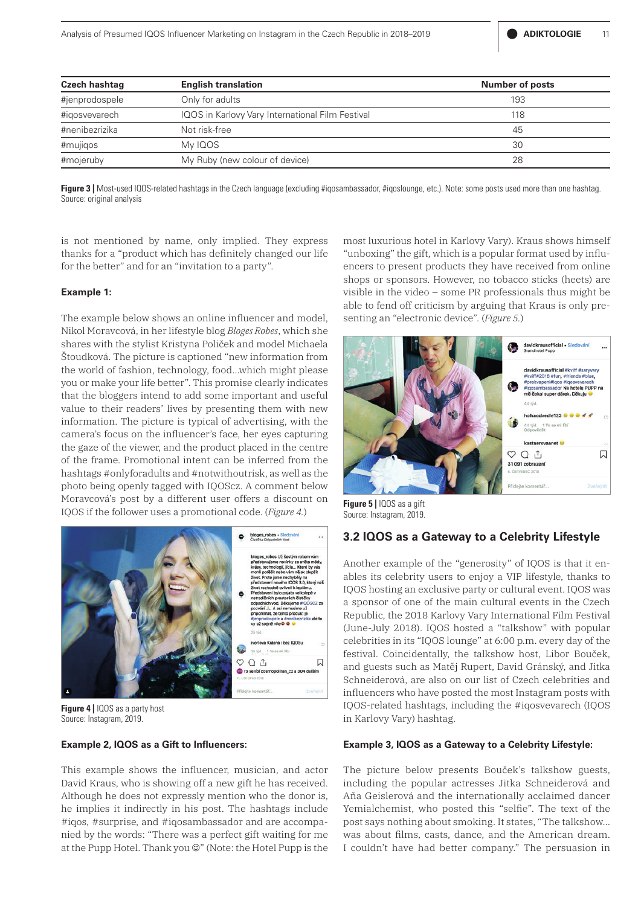| Czech hashtag | English translation | Number of posts |
|---|---|---|
| #jenprodospele | Only for adults | 193 |
| #iqosvevarech | IQOS in Karlovy Vary International Film Festival | 118 |
| #nenibezrizika | Not risk-free | 45 |
| #mujiqos | My IQOS | 30 |
| #mojeruby | My Ruby (new colour of device) | 28 |

**Figure 3 |** Most-used IQOS-related hashtags in the Czech language (excluding #iqosambassador, #iqoslounge, etc.). Note: some posts used more than one hashtag.
Source: original analysis

is not mentioned by name, only implied. They express thanks for a "product which has definitely changed our life for the better" and for an "invitation to a party".

**Example 1:**

The example below shows an online influencer and model, Nikol Moravcová, in her lifestyle blog *Bloges Robes*, which she shares with the stylist Kristyna Poliček and model Michaela Štoudková. The picture is captioned "new information from the world of fashion, technology, food...which might please you or make your life better". This promise clearly indicates that the bloggers intend to add some important and useful value to their readers' lives by presenting them with new information. The picture is typical of advertising, with the camera's focus on the influencer's face, her eyes capturing the gaze of the viewer, and the product placed in the centre of the frame. Promotional intent can be inferred from the hashtags #onlyforadults and #notwithoutrisk, as well as the photo being openly tagged with IQOScz. A comment below Moravcová's post by a different user offers a discount on IQOS if the follower uses a promotional code. (*Figure 4.*)

**Figure 4 |** IQOS as a party host
Source: Instagram, 2019.

**Example 2, IQOS as a Gift to Influencers:**

This example shows the influencer, musician, and actor David Kraus, who is showing off a new gift he has received. Although he does not expressly mention who the donor is, he implies it indirectly in his post. The hashtags include #iqos, #surprise, and #iqosambassador and are accompanied by the words: "There was a perfect gift waiting for me at the Pupp Hotel. Thank you ☺" (Note: the Hotel Pupp is the most luxurious hotel in Karlovy Vary). Kraus shows himself "unboxing" the gift, which is a popular format used by influencers to present products they have received from online shops or sponsors. However, no tobacco sticks (heets) are visible in the video – some PR professionals thus might be able to fend off criticism by arguing that Kraus is only presenting an "electronic device". (*Figure 5.*)

**Figure 5 |** IQOS as a gift
Source: Instagram, 2019.

## 3.2 IQOS as a Gateway to a Celebrity Lifestyle

Another example of the "generosity" of IQOS is that it enables its celebrity users to enjoy a VIP lifestyle, thanks to IQOS hosting an exclusive party or cultural event. IQOS was a sponsor of one of the main cultural events in the Czech Republic, the 2018 Karlovy Vary International Film Festival (June-July 2018). IQOS hosted a "talkshow" with popular celebrities in its "IQOS lounge" at 6:00 p.m. every day of the festival. Coincidentally, the talkshow host, Libor Bouček, and guests such as Matěj Rupert, David Gránský, and Jitka Schneiderová, are also on our list of Czech celebrities and influencers who have posted the most Instagram posts with IQOS-related hashtags, including the #iqosvevarech (IQOS in Karlovy Vary) hashtag.

**Example 3, IQOS as a Gateway to a Celebrity Lifestyle:**

The picture below presents Bouček's talkshow guests, including the popular actresses Jitka Schneiderová and Aňa Geislerová and the internationally acclaimed dancer Yemialchemist, who posted this "selfie". The text of the post says nothing about smoking. It states, "The talkshow... was about films, casts, dance, and the American dream. I couldn't have had better company." The persuasion in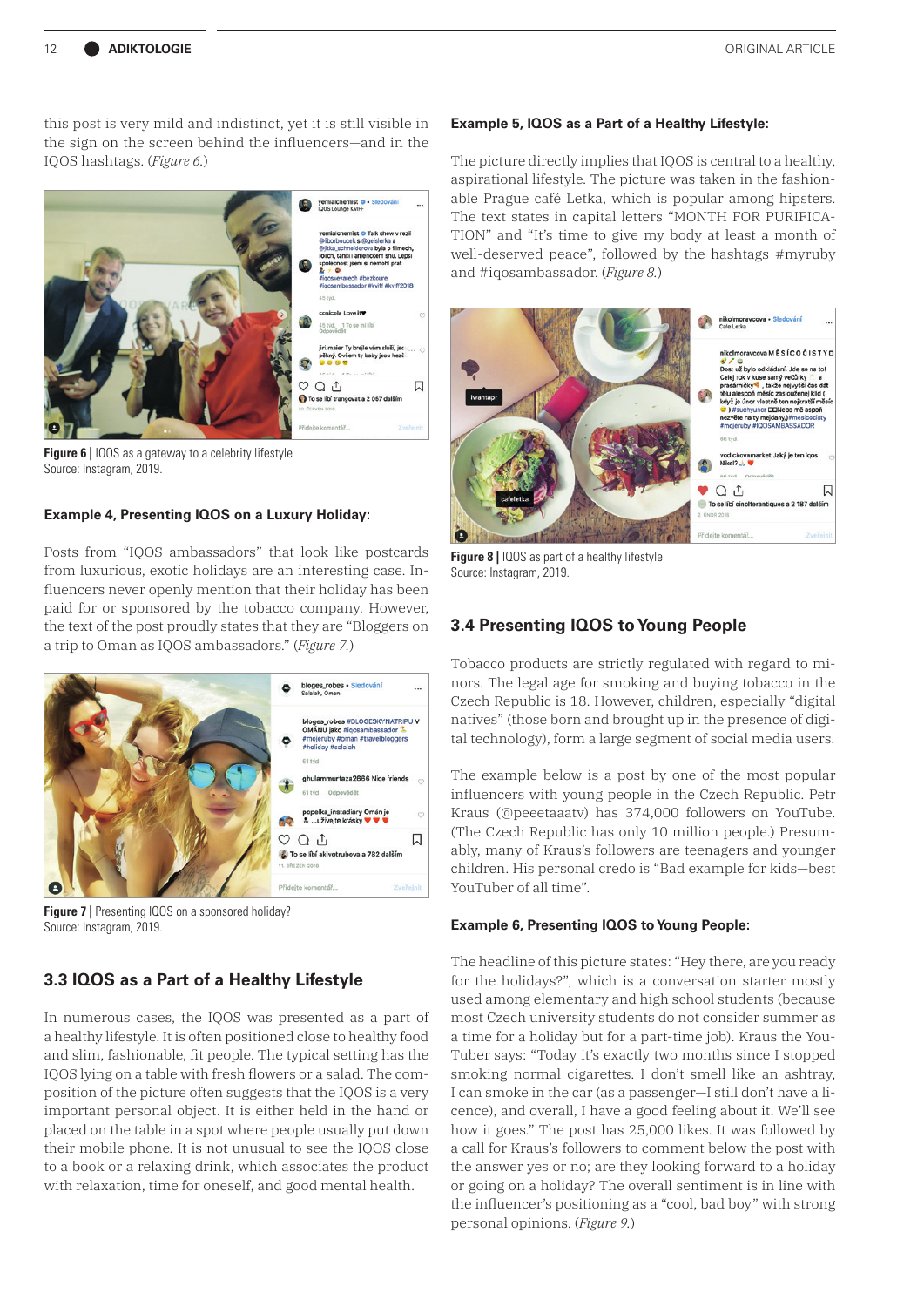this post is very mild and indistinct, yet it is still visible in the sign on the screen behind the influencers—and in the IQOS hashtags. (*Figure 6.*)

**Figure 6 |** IQOS as a gateway to a celebrity lifestyle
Source: Instagram, 2019.

### Example 4, Presenting IQOS on a Luxury Holiday:

Posts from "IQOS ambassadors" that look like postcards from luxurious, exotic holidays are an interesting case. Influencers never openly mention that their holiday has been paid for or sponsored by the tobacco company. However, the text of the post proudly states that they are "Bloggers on a trip to Oman as IQOS ambassadors." (*Figure 7.*)

**Figure 7 |** Presenting IQOS on a sponsored holiday?
Source: Instagram, 2019.

## 3.3 IQOS as a Part of a Healthy Lifestyle

In numerous cases, the IQOS was presented as a part of a healthy lifestyle. It is often positioned close to healthy food and slim, fashionable, fit people. The typical setting has the IQOS lying on a table with fresh flowers or a salad. The composition of the picture often suggests that the IQOS is a very important personal object. It is either held in the hand or placed on the table in a spot where people usually put down their mobile phone. It is not unusual to see the IQOS close to a book or a relaxing drink, which associates the product with relaxation, time for oneself, and good mental health.

### Example 5, IQOS as a Part of a Healthy Lifestyle:

The picture directly implies that IQOS is central to a healthy, aspirational lifestyle. The picture was taken in the fashionable Prague café Letka, which is popular among hipsters. The text states in capital letters "MONTH FOR PURIFICATION" and "It's time to give my body at least a month of well-deserved peace", followed by the hashtags #myruby and #iqosambassador. (*Figure 8.*)

**Figure 8 |** IQOS as part of a healthy lifestyle
Source: Instagram, 2019.

## 3.4 Presenting IQOS to Young People

Tobacco products are strictly regulated with regard to minors. The legal age for smoking and buying tobacco in the Czech Republic is 18. However, children, especially "digital natives" (those born and brought up in the presence of digital technology), form a large segment of social media users.

The example below is a post by one of the most popular influencers with young people in the Czech Republic. Petr Kraus (@peeetaaatv) has 374,000 followers on YouTube. (The Czech Republic has only 10 million people.) Presumably, many of Kraus's followers are teenagers and younger children. His personal credo is "Bad example for kids—best YouTuber of all time".

### Example 6, Presenting IQOS to Young People:

The headline of this picture states: "Hey there, are you ready for the holidays?", which is a conversation starter mostly used among elementary and high school students (because most Czech university students do not consider summer as a time for a holiday but for a part-time job). Kraus the YouTuber says: "Today it's exactly two months since I stopped smoking normal cigarettes. I don't smell like an ashtray, I can smoke in the car (as a passenger—I still don't have a licence), and overall, I have a good feeling about it. We'll see how it goes." The post has 25,000 likes. It was followed by a call for Kraus's followers to comment below the post with the answer yes or no; are they looking forward to a holiday or going on a holiday? The overall sentiment is in line with the influencer's positioning as a "cool, bad boy" with strong personal opinions. (*Figure 9.*)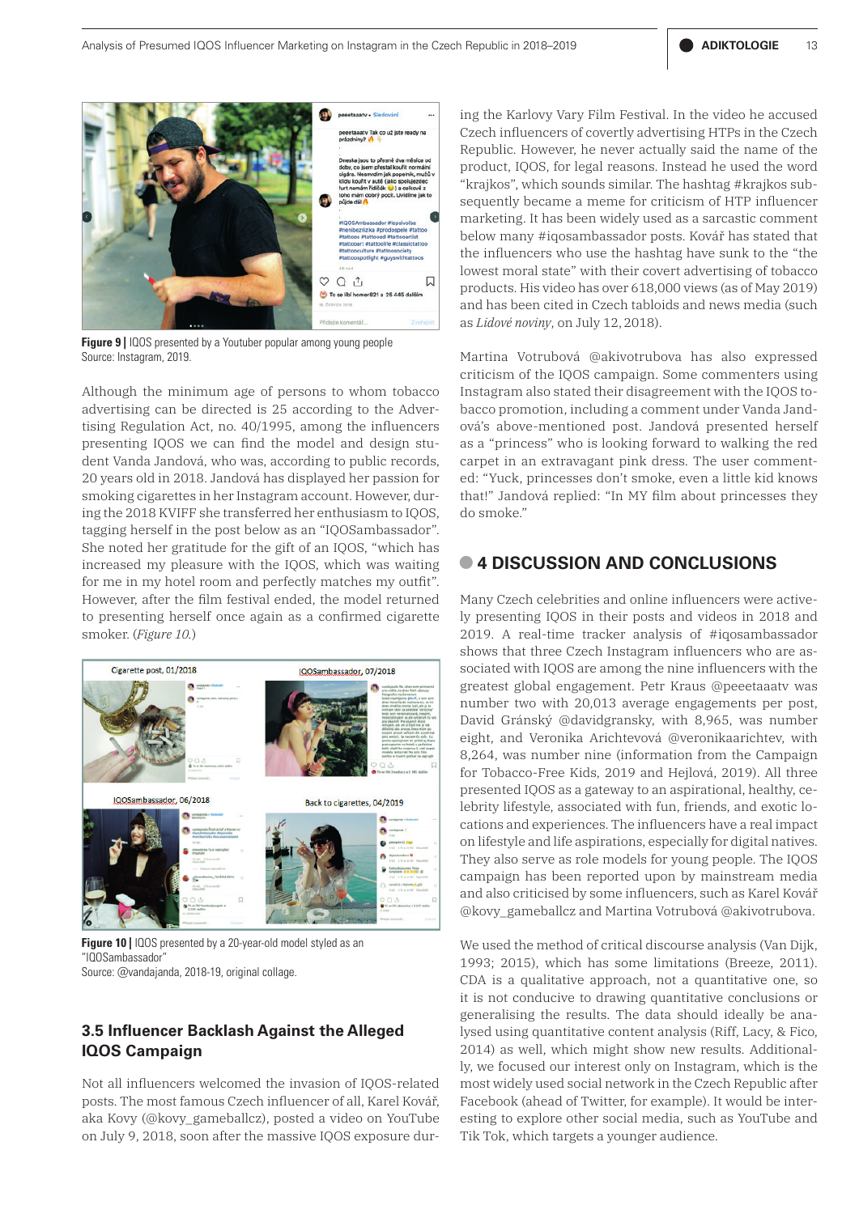**Figure 9 |** IQOS presented by a Youtuber popular among young people
Source: Instagram, 2019.

Although the minimum age of persons to whom tobacco advertising can be directed is 25 according to the Advertising Regulation Act, no. 40/1995, among the influencers presenting IQOS we can find the model and design student Vanda Jandová, who was, according to public records, 20 years old in 2018. Jandová has displayed her passion for smoking cigarettes in her Instagram account. However, during the 2018 KVIFF she transferred her enthusiasm to IQOS, tagging herself in the post below as an "IQOSambassador". She noted her gratitude for the gift of an IQOS, "which has increased my pleasure with the IQOS, which was waiting for me in my hotel room and perfectly matches my outfit". However, after the film festival ended, the model returned to presenting herself once again as a confirmed cigarette smoker. (*Figure 10.*)

**Figure 10 |** IQOS presented by a 20-year-old model styled as an "IQOSambassador"
Source: @vandajanda, 2018-19, original collage.

### 3.5 Influencer Backlash Against the Alleged IQOS Campaign

Not all influencers welcomed the invasion of IQOS-related posts. The most famous Czech influencer of all, Karel Kovář, aka Kovy (@kovy_gameballcz), posted a video on YouTube on July 9, 2018, soon after the massive IQOS exposure during the Karlovy Vary Film Festival. In the video he accused Czech influencers of covertly advertising HTPs in the Czech Republic. However, he never actually said the name of the product, IQOS, for legal reasons. Instead he used the word "krajkos", which sounds similar. The hashtag #krajkos subsequently became a meme for criticism of HTP influencer marketing. It has been widely used as a sarcastic comment below many #iqosambassador posts. Kovář has stated that the influencers who use the hashtag have sunk to the "the lowest moral state" with their covert advertising of tobacco products. His video has over 618,000 views (as of May 2019) and has been cited in Czech tabloids and news media (such as *Lidové noviny*, on July 12, 2018).

Martina Votrubová @akivotrubova has also expressed criticism of the IQOS campaign. Some commenters using Instagram also stated their disagreement with the IQOS tobacco promotion, including a comment under Vanda Jandová's above-mentioned post. Jandová presented herself as a "princess" who is looking forward to walking the red carpet in an extravagant pink dress. The user commented: "Yuck, princesses don't smoke, even a little kid knows that!" Jandová replied: "In MY film about princesses they do smoke."

## 4 DISCUSSION AND CONCLUSIONS

Many Czech celebrities and online influencers were actively presenting IQOS in their posts and videos in 2018 and 2019. A real-time tracker analysis of #iqosambassador shows that three Czech Instagram influencers who are associated with IQOS are among the nine influencers with the greatest global engagement. Petr Kraus @peeetaaatv was number two with 20,013 average engagements per post, David Gránský @davidgransky, with 8,965, was number eight, and Veronika Archtevová @veronikaarichtev, with 8,264, was number nine (information from the Campaign for Tobacco-Free Kids, 2019 and Hejlová, 2019). All three presented IQOS as a gateway to an aspirational, healthy, celebrity lifestyle, associated with fun, friends, and exotic locations and experiences. The influencers have a real impact on lifestyle and life aspirations, especially for digital natives. They also serve as role models for young people. The IQOS campaign has been reported upon by mainstream media and also criticised by some influencers, such as Karel Kovář @kovy_gameballcz and Martina Votrubová @akivotrubova.

We used the method of critical discourse analysis (Van Dijk, 1993; 2015), which has some limitations (Breeze, 2011). CDA is a qualitative approach, not a quantitative one, so it is not conducive to drawing quantitative conclusions or generalising the results. The data should ideally be analysed using quantitative content analysis (Riff, Lacy, & Fico, 2014) as well, which might show new results. Additionally, we focused our interest only on Instagram, which is the most widely used social network in the Czech Republic after Facebook (ahead of Twitter, for example). It would be interesting to explore other social media, such as YouTube and Tik Tok, which targets a younger audience.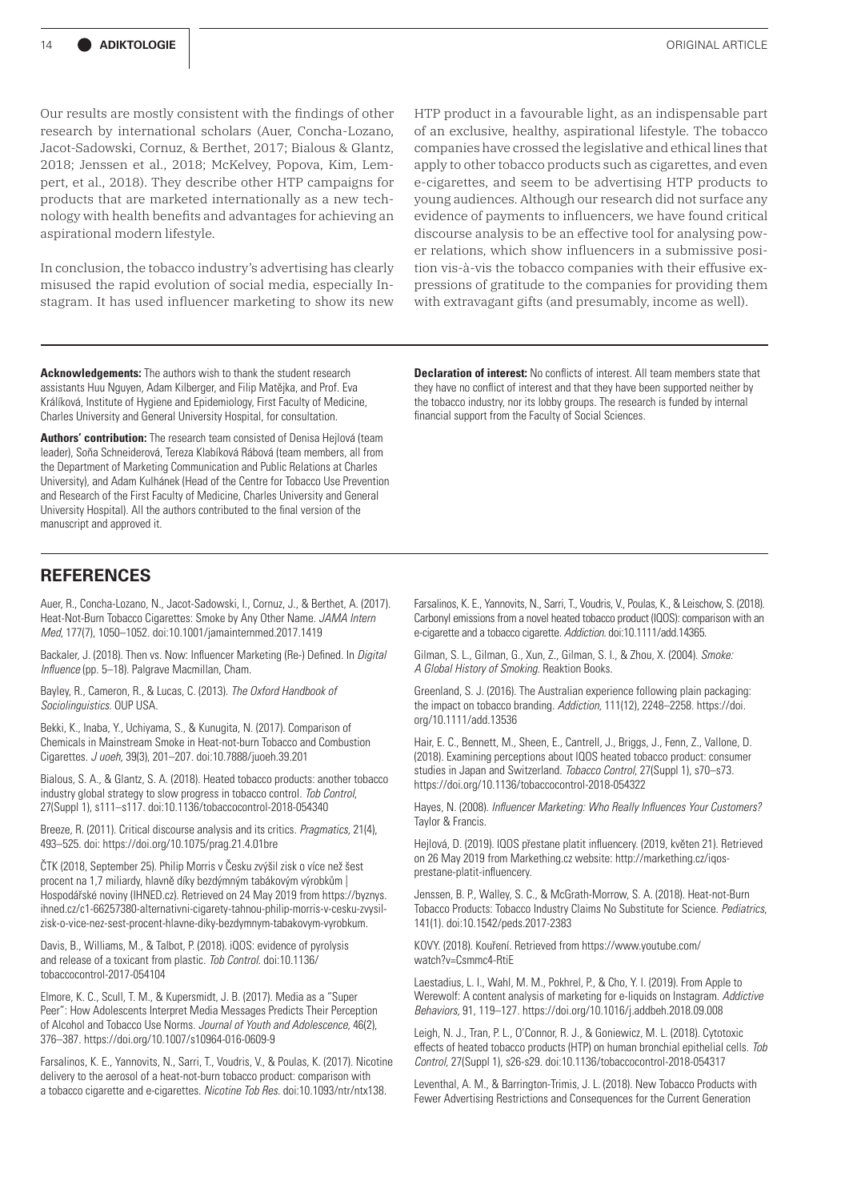Our results are mostly consistent with the findings of other research by international scholars (Auer, Concha-Lozano, Jacot-Sadowski, Cornuz, & Berthet, 2017; Bialous & Glantz, 2018; Jenssen et al., 2018; McKelvey, Popova, Kim, Lempert, et al., 2018). They describe other HTP campaigns for products that are marketed internationally as a new technology with health benefits and advantages for achieving an aspirational modern lifestyle.

In conclusion, the tobacco industry's advertising has clearly misused the rapid evolution of social media, especially Instagram. It has used influencer marketing to show its new HTP product in a favourable light, as an indispensable part of an exclusive, healthy, aspirational lifestyle. The tobacco companies have crossed the legislative and ethical lines that apply to other tobacco products such as cigarettes, and even e-cigarettes, and seem to be advertising HTP products to young audiences. Although our research did not surface any evidence of payments to influencers, we have found critical discourse analysis to be an effective tool for analysing power relations, which show influencers in a submissive position vis-à-vis the tobacco companies with their effusive expressions of gratitude to the companies for providing them with extravagant gifts (and presumably, income as well).

**Acknowledgements:** The authors wish to thank the student research assistants Huu Nguyen, Adam Kilberger, and Filip Matějka, and Prof. Eva Králíková, Institute of Hygiene and Epidemiology, First Faculty of Medicine, Charles University and General University Hospital, for consultation.

**Authors' contribution:** The research team consisted of Denisa Hejlová (team leader), Soňa Schneiderová, Tereza Klabíková Rábová (team members, all from the Department of Marketing Communication and Public Relations at Charles University), and Adam Kulhánek (Head of the Centre for Tobacco Use Prevention and Research of the First Faculty of Medicine, Charles University and General University Hospital). All the authors contributed to the final version of the manuscript and approved it.

**Declaration of interest:** No conflicts of interest. All team members state that they have no conflict of interest and that they have been supported neither by the tobacco industry, nor its lobby groups. The research is funded by internal financial support from the Faculty of Social Sciences.

## REFERENCES

Auer, R., Concha-Lozano, N., Jacot-Sadowski, I., Cornuz, J., & Berthet, A. (2017). Heat-Not-Burn Tobacco Cigarettes: Smoke by Any Other Name. *JAMA Intern Med*, 177(7), 1050–1052. doi:10.1001/jamainternmed.2017.1419

Backaler, J. (2018). Then vs. Now: Influencer Marketing (Re-) Defined. In *Digital Influence* (pp. 5–18). Palgrave Macmillan, Cham.

Bayley, R., Cameron, R., & Lucas, C. (2013). *The Oxford Handbook of Sociolinguistics.* OUP USA.

Bekki, K., Inaba, Y., Uchiyama, S., & Kunugita, N. (2017). Comparison of Chemicals in Mainstream Smoke in Heat-not-burn Tobacco and Combustion Cigarettes. *J uoeh,* 39(3), 201–207. doi:10.7888/juoeh.39.201

Bialous, S. A., & Glantz, S. A. (2018). Heated tobacco products: another tobacco industry global strategy to slow progress in tobacco control. *Tob Control,* 27(Suppl 1), s111–s117. doi:10.1136/tobaccocontrol-2018-054340

Breeze, R. (2011). Critical discourse analysis and its critics. *Pragmatics,* 21(4), 493–525. doi: https://doi.org/10.1075/prag.21.4.01bre

ČTK (2018, September 25). Philip Morris v Česku zvýšil zisk o více než šest procent na 1,7 miliardy, hlavně díky bezdýmným tabákovým výrobkům | Hospodářské noviny (IHNED.cz). Retrieved on 24 May 2019 from https://byznys.ihned.cz/c1-66257380-alternativni-cigarety-tahnou-philip-morris-v-cesku-zvysil-zisk-o-vice-nez-sest-procent-hlavne-diky-bezdymnym-tabakovym-vyrobkum.

Davis, B., Williams, M., & Talbot, P. (2018). iQOS: evidence of pyrolysis and release of a toxicant from plastic. *Tob Control.* doi:10.1136/tobaccocontrol-2017-054104

Elmore, K. C., Scull, T. M., & Kupersmidt, J. B. (2017). Media as a "Super Peer": How Adolescents Interpret Media Messages Predicts Their Perception of Alcohol and Tobacco Use Norms. *Journal of Youth and Adolescence,* 46(2), 376–387. https://doi.org/10.1007/s10964-016-0609-9

Farsalinos, K. E., Yannovits, N., Sarri, T., Voudris, V., & Poulas, K. (2017). Nicotine delivery to the aerosol of a heat-not-burn tobacco product: comparison with a tobacco cigarette and e-cigarettes. *Nicotine Tob Res.* doi:10.1093/ntr/ntx138.

Farsalinos, K. E., Yannovits, N., Sarri, T., Voudris, V., Poulas, K., & Leischow, S. (2018). Carbonyl emissions from a novel heated tobacco product (IQOS): comparison with an e-cigarette and a tobacco cigarette. *Addiction.* doi:10.1111/add.14365.

Gilman, S. L., Gilman, G., Xun, Z., Gilman, S. I., & Zhou, X. (2004). *Smoke: A Global History of Smoking.* Reaktion Books.

Greenland, S. J. (2016). The Australian experience following plain packaging: the impact on tobacco branding. *Addiction,* 111(12), 2248–2258. https://doi.org/10.1111/add.13536

Hair, E. C., Bennett, M., Sheen, E., Cantrell, J., Briggs, J., Fenn, Z., Vallone, D. (2018). Examining perceptions about IQOS heated tobacco product: consumer studies in Japan and Switzerland. *Tobacco Control,* 27(Suppl 1), s70–s73. https://doi.org/10.1136/tobaccocontrol-2018-054322

Hayes, N. (2008). *Influencer Marketing: Who Really Influences Your Customers?* Taylor & Francis.

Hejlová, D. (2019). IQOS přestane platit influencery. (2019, květen 21). Retrieved on 26 May 2019 from Markething.cz website: http://markething.cz/iqos-prestane-platit-influencery.

Jenssen, B. P., Walley, S. C., & McGrath-Morrow, S. A. (2018). Heat-not-Burn Tobacco Products: Tobacco Industry Claims No Substitute for Science. *Pediatrics,* 141(1). doi:10.1542/peds.2017-2383

KOVY. (2018). Kouření. Retrieved from https://www.youtube.com/watch?v=Csmmc4-RtiE

Laestadius, L. I., Wahl, M. M., Pokhrel, P., & Cho, Y. I. (2019). From Apple to Werewolf: A content analysis of marketing for e-liquids on Instagram. *Addictive Behaviors,* 91, 119–127. https://doi.org/10.1016/j.addbeh.2018.09.008

Leigh, N. J., Tran, P. L., O'Connor, R. J., & Goniewicz, M. L. (2018). Cytotoxic effects of heated tobacco products (HTP) on human bronchial epithelial cells. *Tob Control,* 27(Suppl 1), s26-s29. doi:10.1136/tobaccocontrol-2018-054317

Leventhal, A. M., & Barrington-Trimis, J. L. (2018). New Tobacco Products with Fewer Advertising Restrictions and Consequences for the Current Generation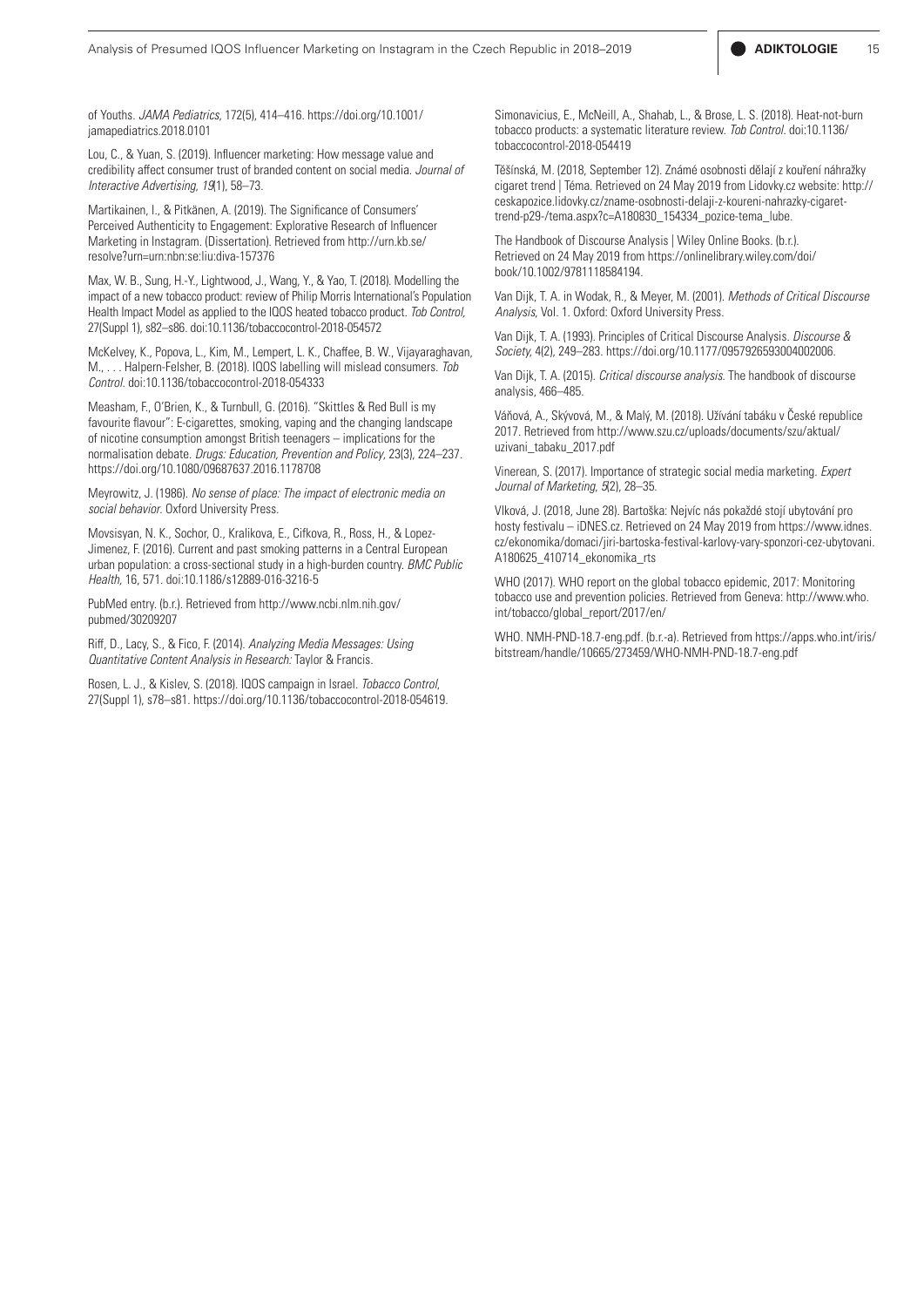of Youths. *JAMA Pediatrics*, 172(5), 414–416. https://doi.org/10.1001/jamapediatrics.2018.0101

Lou, C., & Yuan, S. (2019). Influencer marketing: How message value and credibility affect consumer trust of branded content on social media. *Journal of Interactive Advertising, 19*(1), 58–73.

Martikainen, I., & Pitkänen, A. (2019). The Significance of Consumers' Perceived Authenticity to Engagement: Explorative Research of Influencer Marketing in Instagram. (Dissertation). Retrieved from http://urn.kb.se/resolve?urn=urn:nbn:se:liu:diva-157376

Max, W. B., Sung, H.-Y., Lightwood, J., Wang, Y., & Yao, T. (2018). Modelling the impact of a new tobacco product: review of Philip Morris International's Population Health Impact Model as applied to the IQOS heated tobacco product. *Tob Control*, 27(Suppl 1), s82–s86. doi:10.1136/tobaccocontrol-2018-054572

McKelvey, K., Popova, L., Kim, M., Lempert, L. K., Chaffee, B. W., Vijayaraghavan, M., . . . Halpern-Felsher, B. (2018). IQOS labelling will mislead consumers. *Tob Control*. doi:10.1136/tobaccocontrol-2018-054333

Measham, F., O'Brien, K., & Turnbull, G. (2016). "Skittles & Red Bull is my favourite flavour": E-cigarettes, smoking, vaping and the changing landscape of nicotine consumption amongst British teenagers – implications for the normalisation debate. *Drugs: Education, Prevention and Policy*, 23(3), 224–237. https://doi.org/10.1080/09687637.2016.1178708

Meyrowitz, J. (1986). *No sense of place: The impact of electronic media on social behavior*. Oxford University Press.

Movsisyan, N. K., Sochor, O., Kralikova, E., Cifkova, R., Ross, H., & Lopez-Jimenez, F. (2016). Current and past smoking patterns in a Central European urban population: a cross-sectional study in a high-burden country. *BMC Public Health*, 16, 571. doi:10.1186/s12889-016-3216-5

PubMed entry. (b.r.). Retrieved from http://www.ncbi.nlm.nih.gov/pubmed/30209207

Riff, D., Lacy, S., & Fico, F. (2014). *Analyzing Media Messages: Using Quantitative Content Analysis in Research:* Taylor & Francis.

Rosen, L. J., & Kislev, S. (2018). IQOS campaign in Israel. *Tobacco Control*, 27(Suppl 1), s78–s81. https://doi.org/10.1136/tobaccocontrol-2018-054619.

Simonavicius, E., McNeill, A., Shahab, L., & Brose, L. S. (2018). Heat-not-burn tobacco products: a systematic literature review. *Tob Control*. doi:10.1136/tobaccocontrol-2018-054419

Těšínská, M. (2018, September 12). Známé osobnosti dělají z kouření náhražky cigaret trend | Téma. Retrieved on 24 May 2019 from Lidovky.cz website: http://ceskapozice.lidovky.cz/zname-osobnosti-delaji-z-koureni-nahrazky-cigaret-trend-p29-/tema.aspx?c=A180830_154334_pozice-tema_lube.

The Handbook of Discourse Analysis | Wiley Online Books. (b.r.). Retrieved on 24 May 2019 from https://onlinelibrary.wiley.com/doi/book/10.1002/9781118584194.

Van Dijk, T. A. in Wodak, R., & Meyer, M. (2001). *Methods of Critical Discourse Analysis*, Vol. 1. Oxford: Oxford University Press.

Van Dijk, T. A. (1993). Principles of Critical Discourse Analysis. *Discourse & Society*, 4(2), 249–283. https://doi.org/10.1177/0957926593004002006.

Van Dijk, T. A. (2015). *Critical discourse analysis*. The handbook of discourse analysis, 466–485.

Váňová, A., Skývová, M., & Malý, M. (2018). Užívání tabáku v České republice 2017. Retrieved from http://www.szu.cz/uploads/documents/szu/aktual/uzivani_tabaku_2017.pdf

Vinerean, S. (2017). Importance of strategic social media marketing. *Expert Journal of Marketing*, *5*(2), 28–35.

Vlková, J. (2018, June 28). Bartoška: Nejvíc nás pokaždé stojí ubytování pro hosty festivalu – iDNES.cz. Retrieved on 24 May 2019 from https://www.idnes.cz/ekonomika/domaci/jiri-bartoska-festival-karlovy-vary-sponzori-cez-ubytovani.A180625_410714_ekonomika_rts

WHO (2017). WHO report on the global tobacco epidemic, 2017: Monitoring tobacco use and prevention policies. Retrieved from Geneva: http://www.who.int/tobacco/global_report/2017/en/

WHO. NMH-PND-18.7-eng.pdf. (b.r.-a). Retrieved from https://apps.who.int/iris/bitstream/handle/10665/273459/WHO-NMH-PND-18.7-eng.pdf